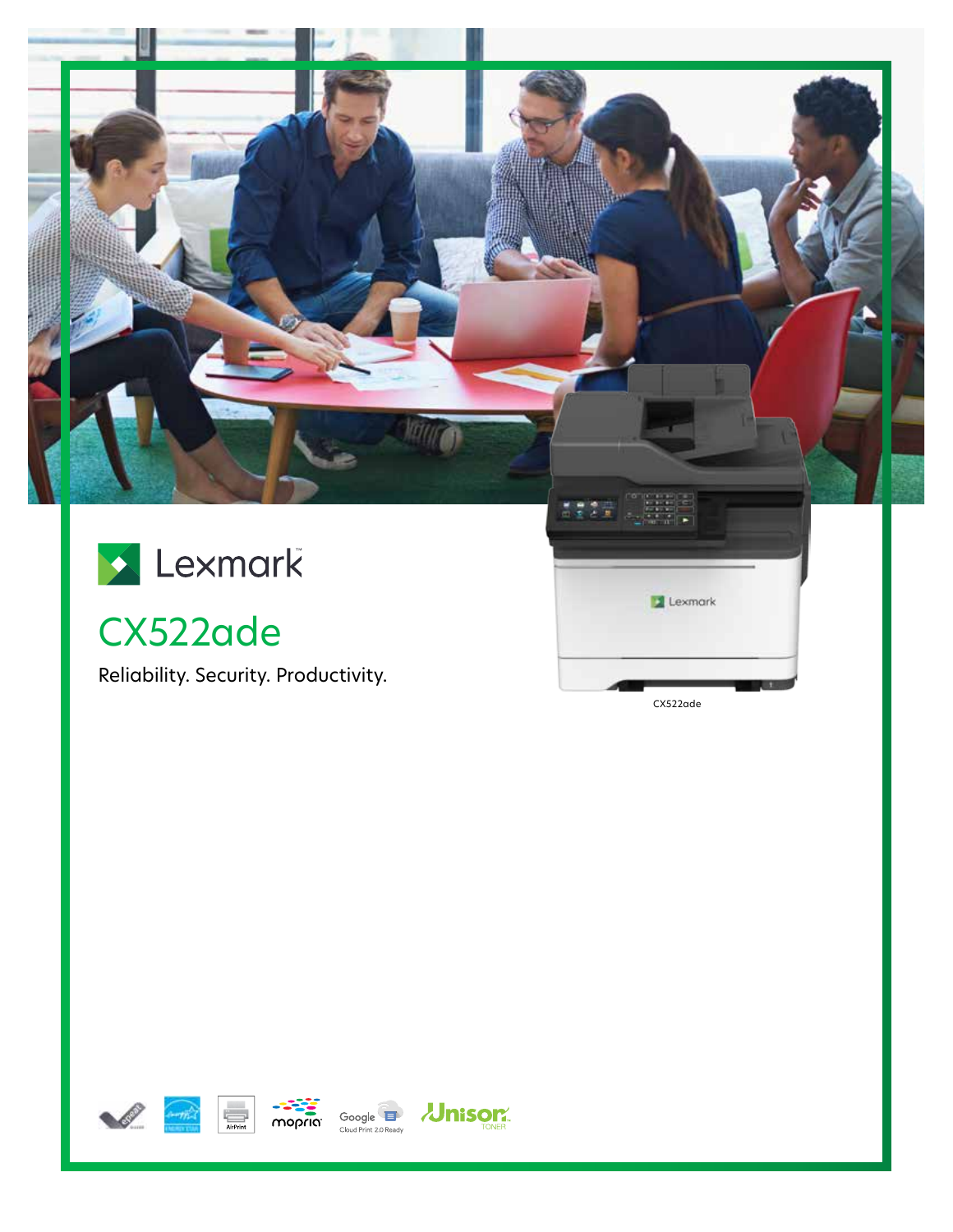Lexmark

# CX522ade

Reliability. Security. Productivity.

CX522ade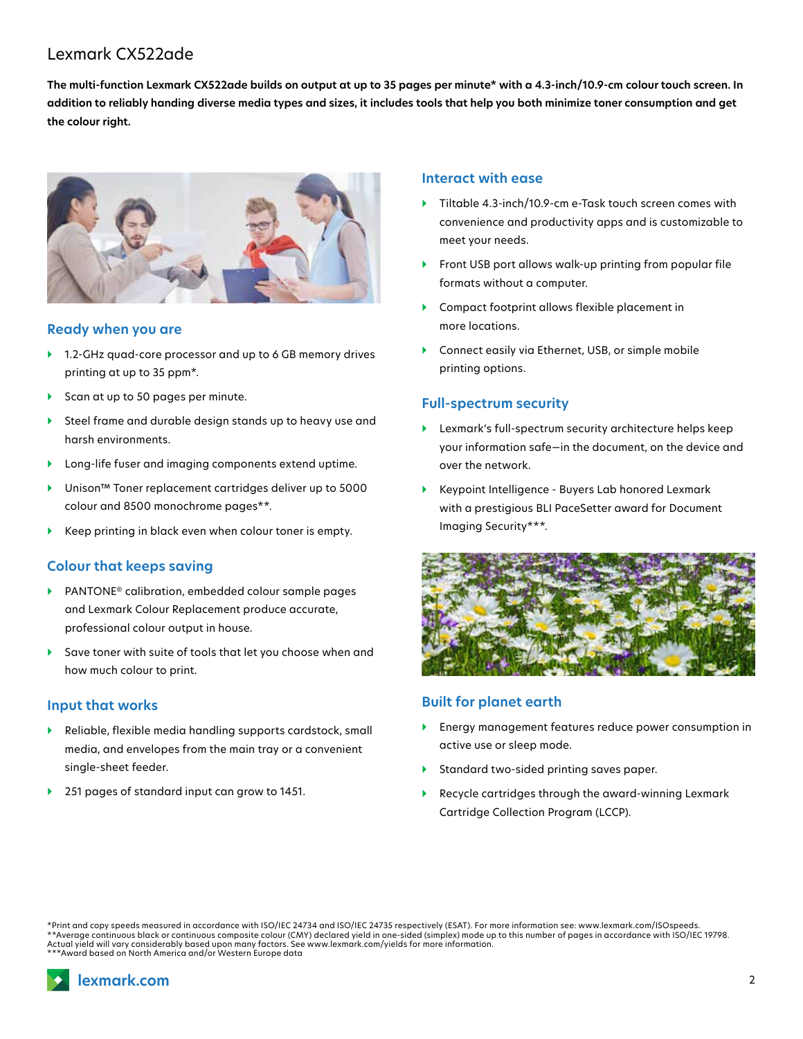# Lexmark CX522ade

**The multi-function Lexmark CX522ade builds on output at up to 35 pages per minute* with a 4.3-inch/10.9-cm colour touch screen. In addition to reliably handing diverse media types and sizes, it includes tools that help you both minimize toner consumption and get the colour right.**

## Ready when you are

- 1.2-GHz quad-core processor and up to 6 GB memory drives printing at up to 35 ppm*.
- Scan at up to 50 pages per minute.
- Steel frame and durable design stands up to heavy use and harsh environments.
- Long-life fuser and imaging components extend uptime.
- Unison™ Toner replacement cartridges deliver up to 5000 colour and 8500 monochrome pages**.
- Keep printing in black even when colour toner is empty.

## Colour that keeps saving

- PANTONE® calibration, embedded colour sample pages and Lexmark Colour Replacement produce accurate, professional colour output in house.
- Save toner with suite of tools that let you choose when and how much colour to print.

## Input that works

- Reliable, flexible media handling supports cardstock, small media, and envelopes from the main tray or a convenient single-sheet feeder.
- 251 pages of standard input can grow to 1451.

## Interact with ease

- Tiltable 4.3-inch/10.9-cm e-Task touch screen comes with convenience and productivity apps and is customizable to meet your needs.
- Front USB port allows walk-up printing from popular file formats without a computer.
- Compact footprint allows flexible placement in more locations.
- Connect easily via Ethernet, USB, or simple mobile printing options.

## Full-spectrum security

- Lexmark's full-spectrum security architecture helps keep your information safe—in the document, on the device and over the network.
- Keypoint Intelligence - Buyers Lab honored Lexmark with a prestigious BLI PaceSetter award for Document Imaging Security***.

## Built for planet earth

- Energy management features reduce power consumption in active use or sleep mode.
- Standard two-sided printing saves paper.
- Recycle cartridges through the award-winning Lexmark Cartridge Collection Program (LCCP).

*Print and copy speeds measured in accordance with ISO/IEC 24734 and ISO/IEC 24735 respectively (ESAT). For more information see: www.lexmark.com/ISOspeeds.
**Average continuous black or continuous composite colour (CMY) declared yield in one-sided (simplex) mode up to this number of pages in accordance with ISO/IEC 19798. Actual yield will vary considerably based upon many factors. See www.lexmark.com/yields for more information.
***Award based on North America and/or Western Europe data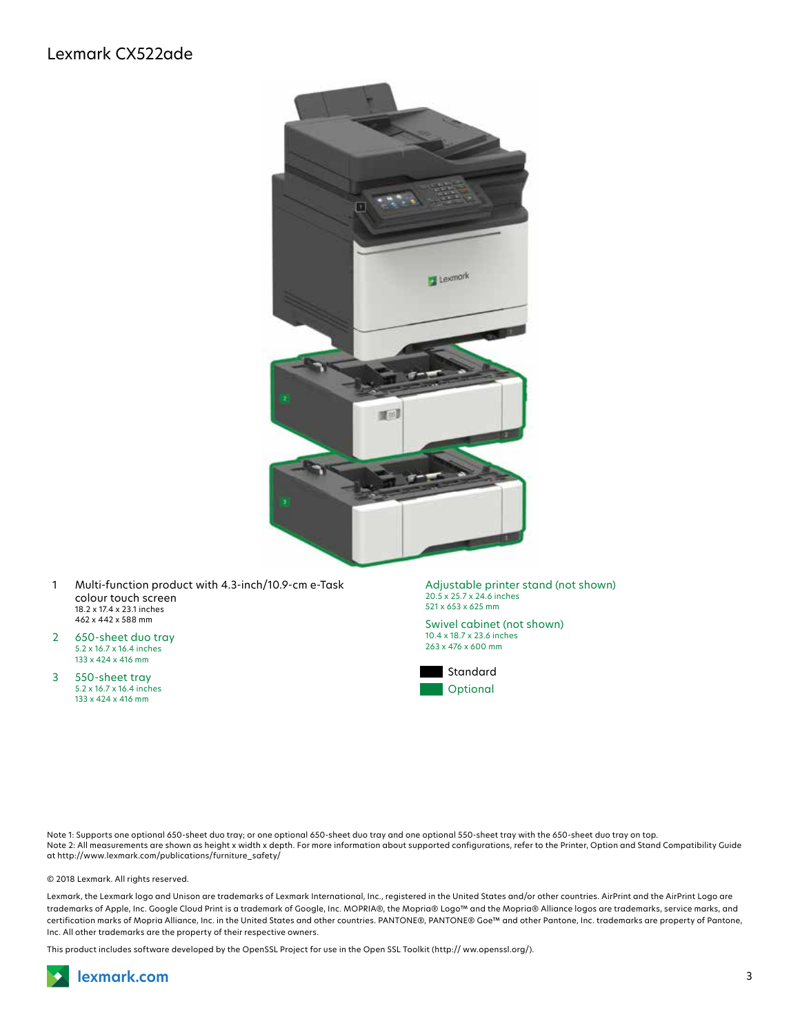# Lexmark CX522ade

1. Multi-function product with 4.3-inch/10.9-cm e-Task colour touch screen
   18.2 x 17.4 x 23.1 inches
   462 x 442 x 588 mm
2. 650-sheet duo tray
   5.2 x 16.7 x 16.4 inches
   133 x 424 x 416 mm
3. 550-sheet tray
   5.2 x 16.7 x 16.4 inches
   133 x 424 x 416 mm

Adjustable printer stand (not shown)
20.5 x 25.7 x 24.6 inches
521 x 653 x 625 mm

Swivel cabinet (not shown)
10.4 x 18.7 x 23.6 inches
263 x 476 x 600 mm

Standard

Optional

Note 1: Supports one optional 650-sheet duo tray; or one optional 650-sheet duo tray and one optional 550-sheet tray with the 650-sheet duo tray on top.
Note 2: All measurements are shown as height x width x depth. For more information about supported configurations, refer to the Printer, Option and Stand Compatibility Guide at http://www.lexmark.com/publications/furniture_safety/

© 2018 Lexmark. All rights reserved.

Lexmark, the Lexmark logo and Unison are trademarks of Lexmark International, Inc., registered in the United States and/or other countries. AirPrint and the AirPrint Logo are trademarks of Apple, Inc. Google Cloud Print is a trademark of Google, Inc. MOPRIA®, the Mopria® Logo™ and the Mopria® Alliance logos are trademarks, service marks, and certification marks of Mopria Alliance, Inc. in the United States and other countries. PANTONE®, PANTONE® Goe™ and other Pantone, Inc. trademarks are property of Pantone, Inc. All other trademarks are the property of their respective owners.

This product includes software developed by the OpenSSL Project for use in the Open SSL Toolkit (http:// ww.openssl.org/).

lexmark.com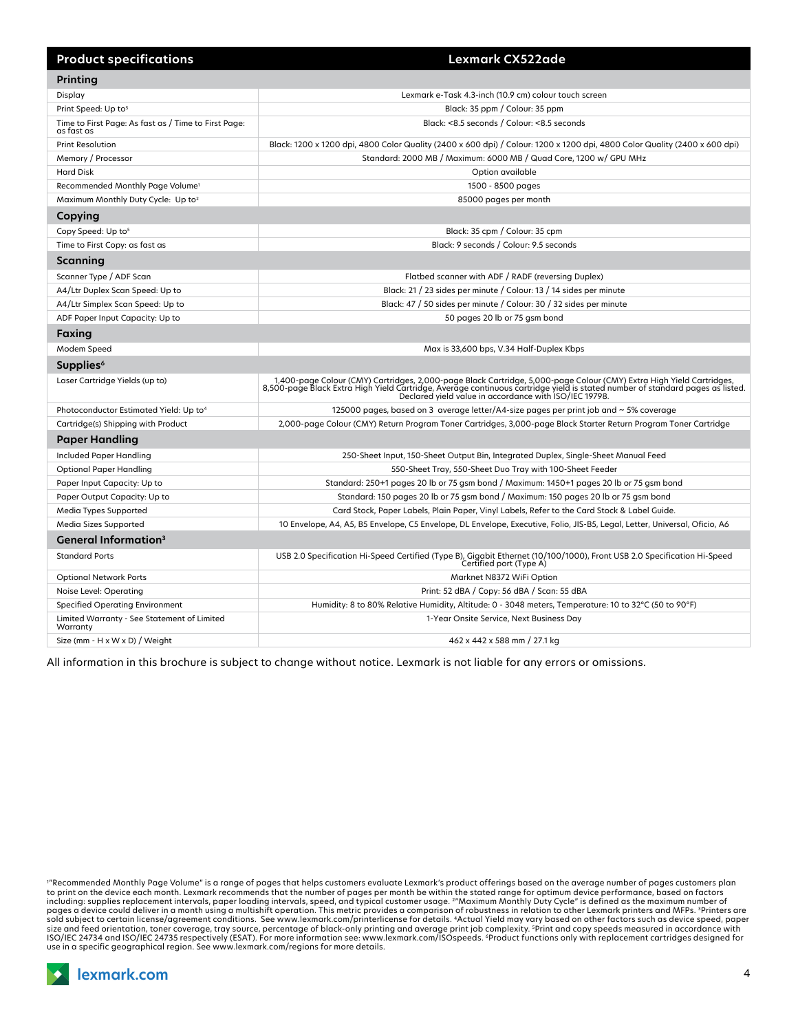| Product specifications | Lexmark CX522ade |
|---|---|
| **Printing** | |
| Display | Lexmark e-Task 4.3-inch (10.9 cm) colour touch screen |
| Print Speed: Up to[5] | Black: 35 ppm / Colour: 35 ppm |
| Time to First Page: As fast as / Time to First Page: as fast as | Black: <8.5 seconds / Colour: <8.5 seconds |
| Print Resolution | Black: 1200 x 1200 dpi, 4800 Color Quality (2400 x 600 dpi) / Colour: 1200 x 1200 dpi, 4800 Color Quality (2400 x 600 dpi) |
| Memory / Processor | Standard: 2000 MB / Maximum: 6000 MB / Quad Core, 1200 w/ GPU MHz |
| Hard Disk | Option available |
| Recommended Monthly Page Volume[1] | 1500 - 8500 pages |
| Maximum Monthly Duty Cycle: Up to[2] | 85000 pages per month |
| **Copying** | |
| Copy Speed: Up to[5] | Black: 35 cpm / Colour: 35 cpm |
| Time to First Copy: as fast as | Black: 9 seconds / Colour: 9.5 seconds |
| **Scanning** | |
| Scanner Type / ADF Scan | Flatbed scanner with ADF / RADF (reversing Duplex) |
| A4/Ltr Duplex Scan Speed: Up to | Black: 21 / 23 sides per minute / Colour: 13 / 14 sides per minute |
| A4/Ltr Simplex Scan Speed: Up to | Black: 47 / 50 sides per minute / Colour: 30 / 32 sides per minute |
| ADF Paper Input Capacity: Up to | 50 pages 20 lb or 75 gsm bond |
| **Faxing** | |
| Modem Speed | Max is 33,600 bps, V.34 Half-Duplex Kbps |
| **Supplies[6]** | |
| Laser Cartridge Yields (up to) | 1,400-page Colour (CMY) Cartridges, 2,000-page Black Cartridge, 5,000-page Colour (CMY) Extra High Yield Cartridges, 8,500-page Black Extra High Yield Cartridge, Average continuous cartridge yield is stated number of standard pages as listed. Declared yield value in accordance with ISO/IEC 19798. |
| Photoconductor Estimated Yield: Up to[4] | 125000 pages, based on 3 average letter/A4-size pages per print job and ~ 5% coverage |
| Cartridge(s) Shipping with Product | 2,000-page Colour (CMY) Return Program Toner Cartridges, 3,000-page Black Starter Return Program Toner Cartridge |
| **Paper Handling** | |
| Included Paper Handling | 250-Sheet Input, 150-Sheet Output Bin, Integrated Duplex, Single-Sheet Manual Feed |
| Optional Paper Handling | 550-Sheet Tray, 550-Sheet Duo Tray with 100-Sheet Feeder |
| Paper Input Capacity: Up to | Standard: 250+1 pages 20 lb or 75 gsm bond / Maximum: 1450+1 pages 20 lb or 75 gsm bond |
| Paper Output Capacity: Up to | Standard: 150 pages 20 lb or 75 gsm bond / Maximum: 150 pages 20 lb or 75 gsm bond |
| Media Types Supported | Card Stock, Paper Labels, Plain Paper, Vinyl Labels, Refer to the Card Stock & Label Guide. |
| Media Sizes Supported | 10 Envelope, A4, A5, B5 Envelope, C5 Envelope, DL Envelope, Executive, Folio, JIS-B5, Legal, Letter, Universal, Oficio, A6 |
| **General Information[3]** | |
| Standard Ports | USB 2.0 Specification Hi-Speed Certified (Type B), Gigabit Ethernet (10/100/1000), Front USB 2.0 Specification Hi-Speed Certified port (Type A) |
| Optional Network Ports | Marknet N8372 WiFi Option |
| Noise Level: Operating | Print: 52 dBA / Copy: 56 dBA / Scan: 55 dBA |
| Specified Operating Environment | Humidity: 8 to 80% Relative Humidity, Altitude: 0 - 3048 meters, Temperature: 10 to 32°C (50 to 90°F) |
| Limited Warranty - See Statement of Limited Warranty | 1-Year Onsite Service, Next Business Day |
| Size (mm - H x W x D) / Weight | 462 x 442 x 588 mm / 27.1 kg |

All information in this brochure is subject to change without notice. Lexmark is not liable for any errors or omissions.

[1]"Recommended Monthly Page Volume" is a range of pages that helps customers evaluate Lexmark's product offerings based on the average number of pages customers plan to print on the device each month. Lexmark recommends that the number of pages per month be within the stated range for optimum device performance, based on factors including: supplies replacement intervals, paper loading intervals, speed, and typical customer usage. [2]"Maximum Monthly Duty Cycle" is defined as the maximum number of pages a device could deliver in a month using a multishift operation. This metric provides a comparison of robustness in relation to other Lexmark printers and MFPs. [3]Printers are sold subject to certain license/agreement conditions. See www.lexmark.com/printerlicense for details. [4]Actual Yield may vary based on other factors such as device speed, paper size and feed orientation, toner coverage, tray source, percentage of black-only printing and average print job complexity. [5]Print and copy speeds measured in accordance with ISO/IEC 24734 and ISO/IEC 24735 respectively (ESAT). For more information see: www.lexmark.com/ISOspeeds. [6]Product functions only with replacement cartridges designed for use in a specific geographical region. See www.lexmark.com/regions for more details.

lexmark.com